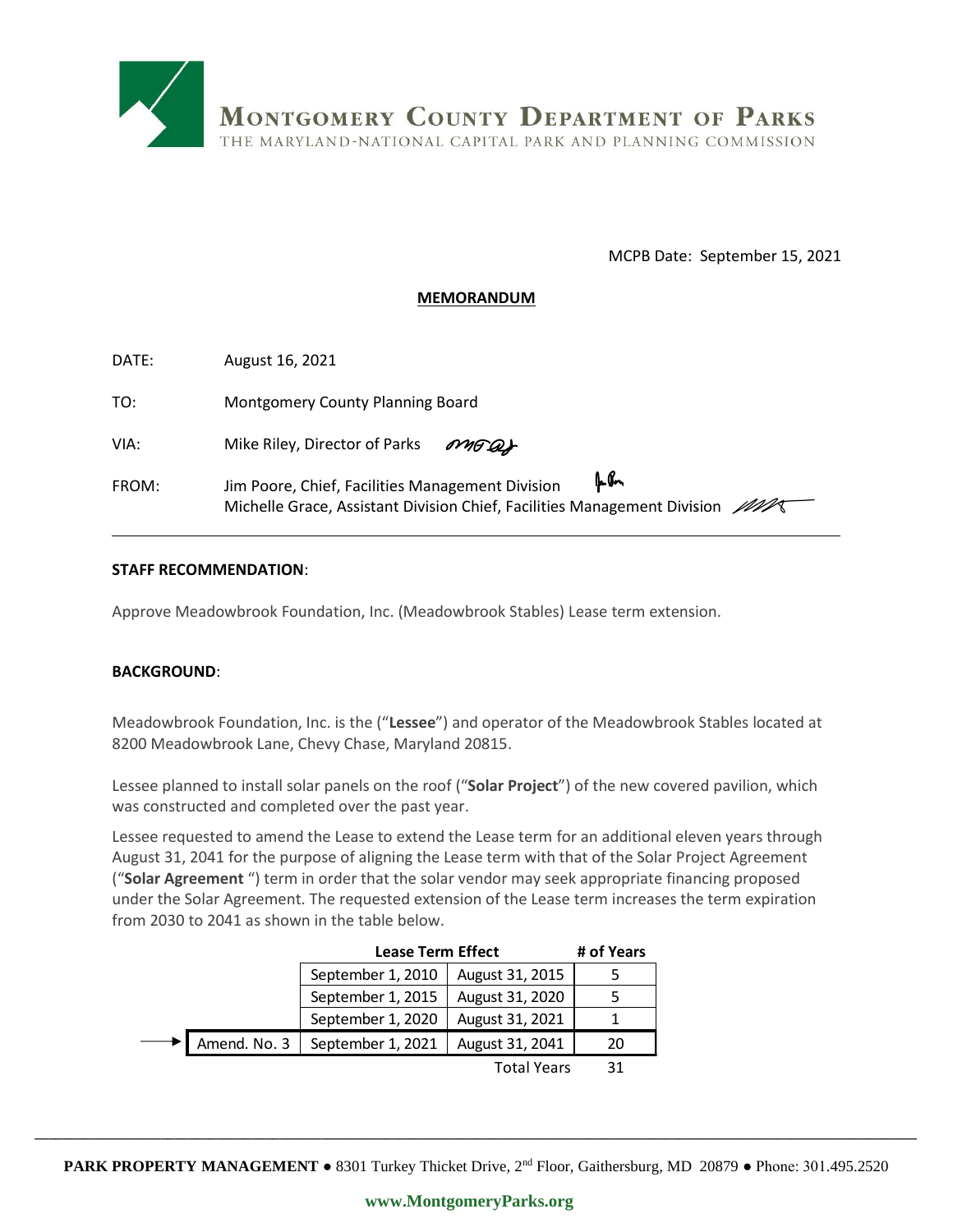MONTGOMERY COUNTY DEPARTMENT OF PARKS
THE MARYLAND-NATIONAL CAPITAL PARK AND PLANNING COMMISSION

MCPB Date: September 15, 2021

**MEMORANDUM**

DATE: August 16, 2021

TO: Montgomery County Planning Board

VIA: Mike Riley, Director of Parks

FROM: Jim Poore, Chief, Facilities Management Division
Michelle Grace, Assistant Division Chief, Facilities Management Division

---

**STAFF RECOMMENDATION**:

Approve Meadowbrook Foundation, Inc. (Meadowbrook Stables) Lease term extension.

**BACKGROUND**:

Meadowbrook Foundation, Inc. is the ("**Lessee**") and operator of the Meadowbrook Stables located at 8200 Meadowbrook Lane, Chevy Chase, Maryland 20815.

Lessee planned to install solar panels on the roof ("**Solar Project**") of the new covered pavilion, which was constructed and completed over the past year.

Lessee requested to amend the Lease to extend the Lease term for an additional eleven years through August 31, 2041 for the purpose of aligning the Lease term with that of the Solar Project Agreement ("**Solar Agreement** ") term in order that the solar vendor may seek appropriate financing proposed under the Solar Agreement. The requested extension of the Lease term increases the term expiration from 2030 to 2041 as shown in the table below.

| | **Lease Term Effect** | | **# of Years** |
|---|---|---|---|
| | September 1, 2010 | August 31, 2015 | 5 |
| | September 1, 2015 | August 31, 2020 | 5 |
| | September 1, 2020 | August 31, 2021 | 1 |
| → Amend. No. 3 | September 1, 2021 | August 31, 2041 | 20 |
| | | Total Years | 31 |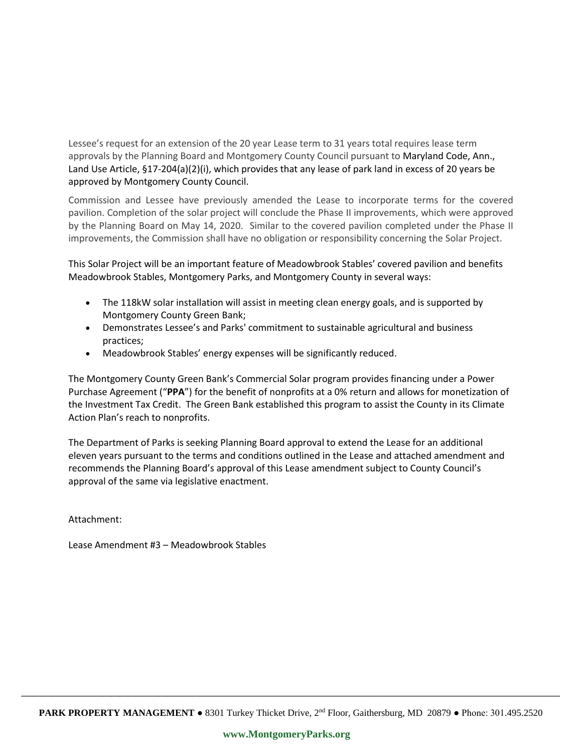Lessee's request for an extension of the 20 year Lease term to 31 years total requires lease term approvals by the Planning Board and Montgomery County Council pursuant to Maryland Code, Ann., Land Use Article, §17-204(a)(2)(i), which provides that any lease of park land in excess of 20 years be approved by Montgomery County Council.

Commission and Lessee have previously amended the Lease to incorporate terms for the covered pavilion. Completion of the solar project will conclude the Phase II improvements, which were approved by the Planning Board on May 14, 2020. Similar to the covered pavilion completed under the Phase II improvements, the Commission shall have no obligation or responsibility concerning the Solar Project.

This Solar Project will be an important feature of Meadowbrook Stables' covered pavilion and benefits Meadowbrook Stables, Montgomery Parks, and Montgomery County in several ways:

- The 118kW solar installation will assist in meeting clean energy goals, and is supported by Montgomery County Green Bank;
- Demonstrates Lessee's and Parks' commitment to sustainable agricultural and business practices;
- Meadowbrook Stables' energy expenses will be significantly reduced.

The Montgomery County Green Bank's Commercial Solar program provides financing under a Power Purchase Agreement ("**PPA**") for the benefit of nonprofits at a 0% return and allows for monetization of the Investment Tax Credit. The Green Bank established this program to assist the County in its Climate Action Plan's reach to nonprofits.

The Department of Parks is seeking Planning Board approval to extend the Lease for an additional eleven years pursuant to the terms and conditions outlined in the Lease and attached amendment and recommends the Planning Board's approval of this Lease amendment subject to County Council's approval of the same via legislative enactment.

Attachment:

Lease Amendment #3 – Meadowbrook Stables